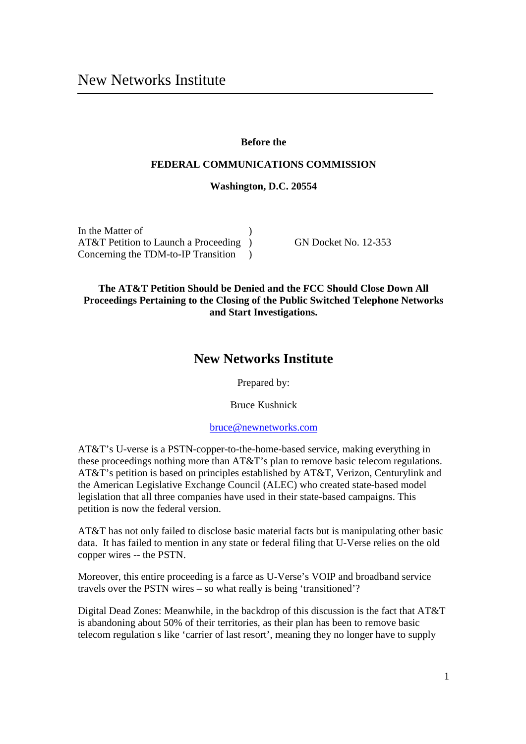# New Networks Institute

**Before the**

**FEDERAL COMMUNICATIONS COMMISSION**

**Washington, D.C. 20554**

| | | |
|---|---|---|
| In the Matter of | ) | |
| AT&T Petition to Launch a Proceeding | ) | GN Docket No. 12-353 |
| Concerning the TDM-to-IP Transition | ) | |

**The AT&T Petition Should be Denied and the FCC Should Close Down All Proceedings Pertaining to the Closing of the Public Switched Telephone Networks and Start Investigations.**

## New Networks Institute

Prepared by:

Bruce Kushnick

bruce@newnetworks.com

AT&T's U-verse is a PSTN-copper-to-the-home-based service, making everything in these proceedings nothing more than AT&T's plan to remove basic telecom regulations. AT&T's petition is based on principles established by AT&T, Verizon, Centurylink and the American Legislative Exchange Council (ALEC) who created state-based model legislation that all three companies have used in their state-based campaigns. This petition is now the federal version.

AT&T has not only failed to disclose basic material facts but is manipulating other basic data. It has failed to mention in any state or federal filing that U-Verse relies on the old copper wires -- the PSTN.

Moreover, this entire proceeding is a farce as U-Verse's VOIP and broadband service travels over the PSTN wires – so what really is being 'transitioned'?

Digital Dead Zones: Meanwhile, in the backdrop of this discussion is the fact that AT&T is abandoning about 50% of their territories, as their plan has been to remove basic telecom regulation s like 'carrier of last resort', meaning they no longer have to supply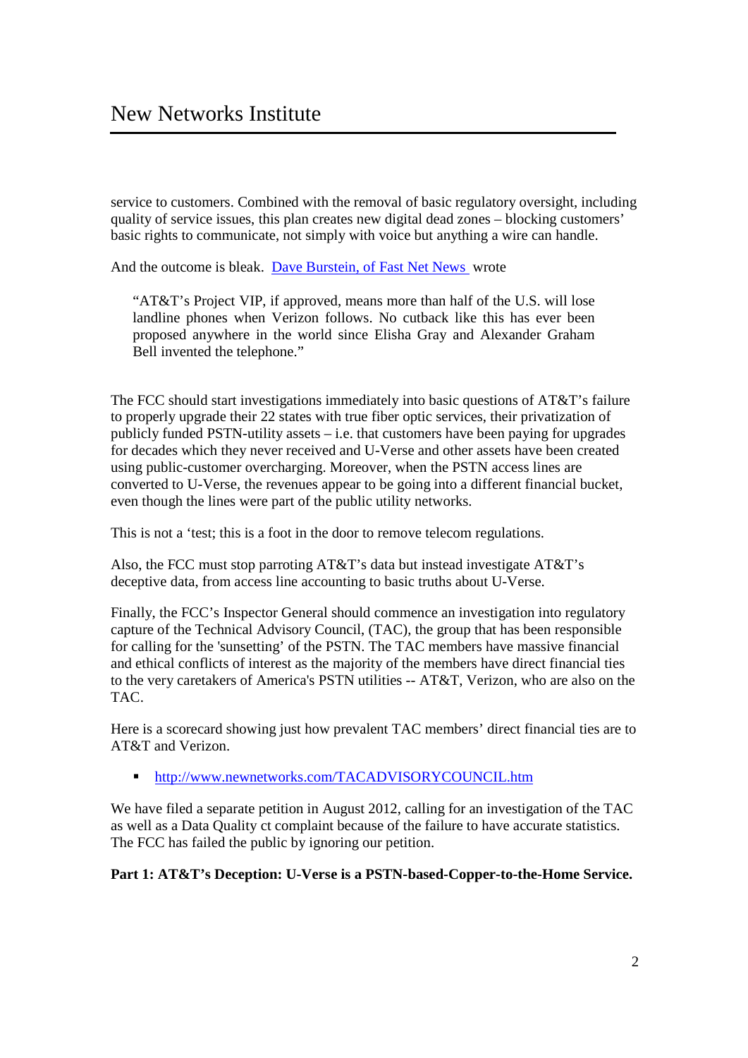service to customers. Combined with the removal of basic regulatory oversight, including quality of service issues, this plan creates new digital dead zones – blocking customers' basic rights to communicate, not simply with voice but anything a wire can handle.

And the outcome is bleak. [Dave Burstein, of Fast Net News ](#) wrote

> "AT&T's Project VIP, if approved, means more than half of the U.S. will lose landline phones when Verizon follows. No cutback like this has ever been proposed anywhere in the world since Elisha Gray and Alexander Graham Bell invented the telephone."

The FCC should start investigations immediately into basic questions of AT&T's failure to properly upgrade their 22 states with true fiber optic services, their privatization of publicly funded PSTN-utility assets – i.e. that customers have been paying for upgrades for decades which they never received and U-Verse and other assets have been created using public-customer overcharging. Moreover, when the PSTN access lines are converted to U-Verse, the revenues appear to be going into a different financial bucket, even though the lines were part of the public utility networks.

This is not a 'test; this is a foot in the door to remove telecom regulations.

Also, the FCC must stop parroting AT&T's data but instead investigate AT&T's deceptive data, from access line accounting to basic truths about U-Verse.

Finally, the FCC's Inspector General should commence an investigation into regulatory capture of the Technical Advisory Council, (TAC), the group that has been responsible for calling for the 'sunsetting' of the PSTN. The TAC members have massive financial and ethical conflicts of interest as the majority of the members have direct financial ties to the very caretakers of America's PSTN utilities -- AT&T, Verizon, who are also on the TAC.

Here is a scorecard showing just how prevalent TAC members' direct financial ties are to AT&T and Verizon.

- http://www.newnetworks.com/TACADVISORYCOUNCIL.htm

We have filed a separate petition in August 2012, calling for an investigation of the TAC as well as a Data Quality ct complaint because of the failure to have accurate statistics. The FCC has failed the public by ignoring our petition.

**Part 1: AT&T's Deception: U-Verse is a PSTN-based-Copper-to-the-Home Service.**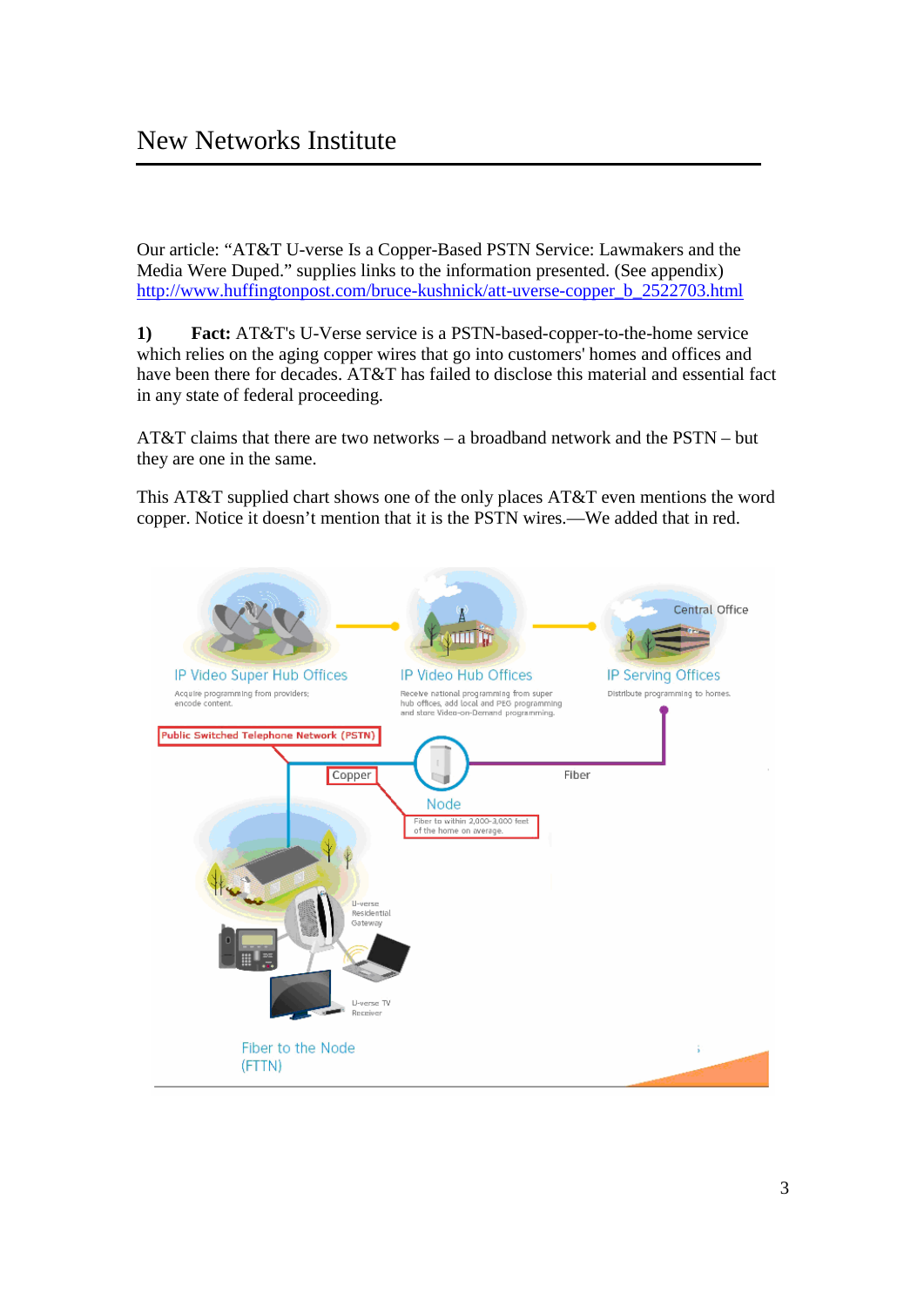Our article: "AT&T U-verse Is a Copper-Based PSTN Service: Lawmakers and the Media Were Duped." supplies links to the information presented. (See appendix) http://www.huffingtonpost.com/bruce-kushnick/att-uverse-copper_b_2522703.html

**1) Fact:** AT&T's U-Verse service is a PSTN-based-copper-to-the-home service which relies on the aging copper wires that go into customers' homes and offices and have been there for decades. AT&T has failed to disclose this material and essential fact in any state of federal proceeding.

AT&T claims that there are two networks – a broadband network and the PSTN – but they are one in the same.

This AT&T supplied chart shows one of the only places AT&T even mentions the word copper. Notice it doesn't mention that it is the PSTN wires.—We added that in red.

IP Video Super Hub Offices — Acquire programming from providers; encode content.

IP Video Hub Offices — Receive national programming from super hub offices, add local and PEG programming and store Video-on-Demand programming.

Central Office

IP Serving Offices — Distribute programming to homes.

Public Switched Telephone Network (PSTN)

Copper

Node — Fiber to within 2,000-3,000 feet of the home on average.

Fiber

U-verse Residential Gateway

U-verse TV Receiver

Fiber to the Node (FTTN)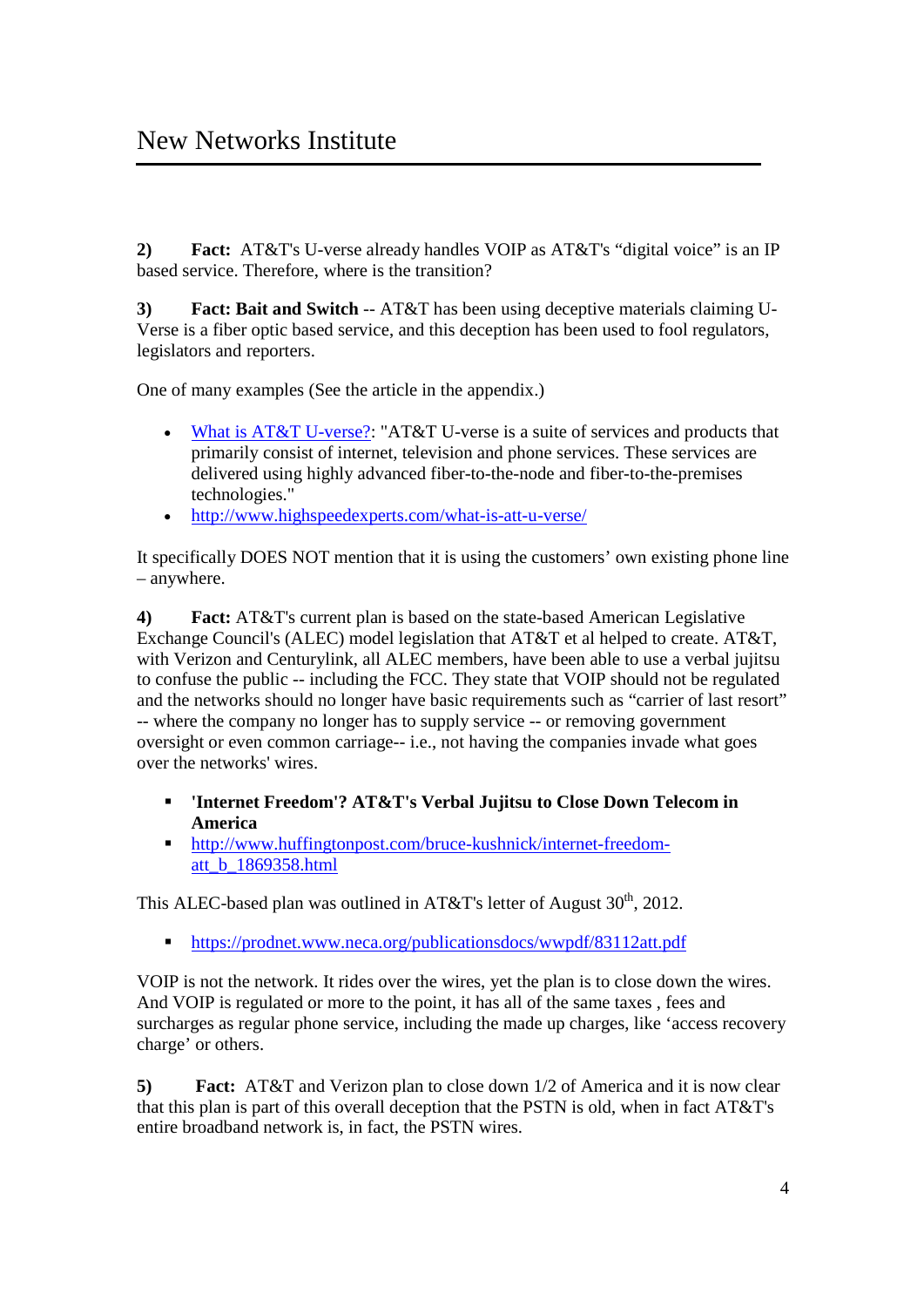**2) Fact:** AT&T's U-verse already handles VOIP as AT&T's "digital voice" is an IP based service. Therefore, where is the transition?

**3) Fact: Bait and Switch** -- AT&T has been using deceptive materials claiming U-Verse is a fiber optic based service, and this deception has been used to fool regulators, legislators and reporters.

One of many examples (See the article in the appendix.)

- [What is AT&T U-verse?](http://www.highspeedexperts.com/what-is-att-u-verse/): "AT&T U-verse is a suite of services and products that primarily consist of internet, television and phone services. These services are delivered using highly advanced fiber-to-the-node and fiber-to-the-premises technologies."
- http://www.highspeedexperts.com/what-is-att-u-verse/

It specifically DOES NOT mention that it is using the customers' own existing phone line – anywhere.

**4) Fact:** AT&T's current plan is based on the state-based American Legislative Exchange Council's (ALEC) model legislation that AT&T et al helped to create. AT&T, with Verizon and Centurylink, all ALEC members, have been able to use a verbal jujitsu to confuse the public -- including the FCC. They state that VOIP should not be regulated and the networks should no longer have basic requirements such as "carrier of last resort" -- where the company no longer has to supply service -- or removing government oversight or even common carriage-- i.e., not having the companies invade what goes over the networks' wires.

- **'Internet Freedom'? AT&T's Verbal Jujitsu to Close Down Telecom in America**
- http://www.huffingtonpost.com/bruce-kushnick/internet-freedom-att_b_1869358.html

This ALEC-based plan was outlined in AT&T's letter of August 30th, 2012.

- https://prodnet.www.neca.org/publicationsdocs/wwpdf/83112att.pdf

VOIP is not the network. It rides over the wires, yet the plan is to close down the wires. And VOIP is regulated or more to the point, it has all of the same taxes , fees and surcharges as regular phone service, including the made up charges, like 'access recovery charge' or others.

**5) Fact:** AT&T and Verizon plan to close down 1/2 of America and it is now clear that this plan is part of this overall deception that the PSTN is old, when in fact AT&T's entire broadband network is, in fact, the PSTN wires.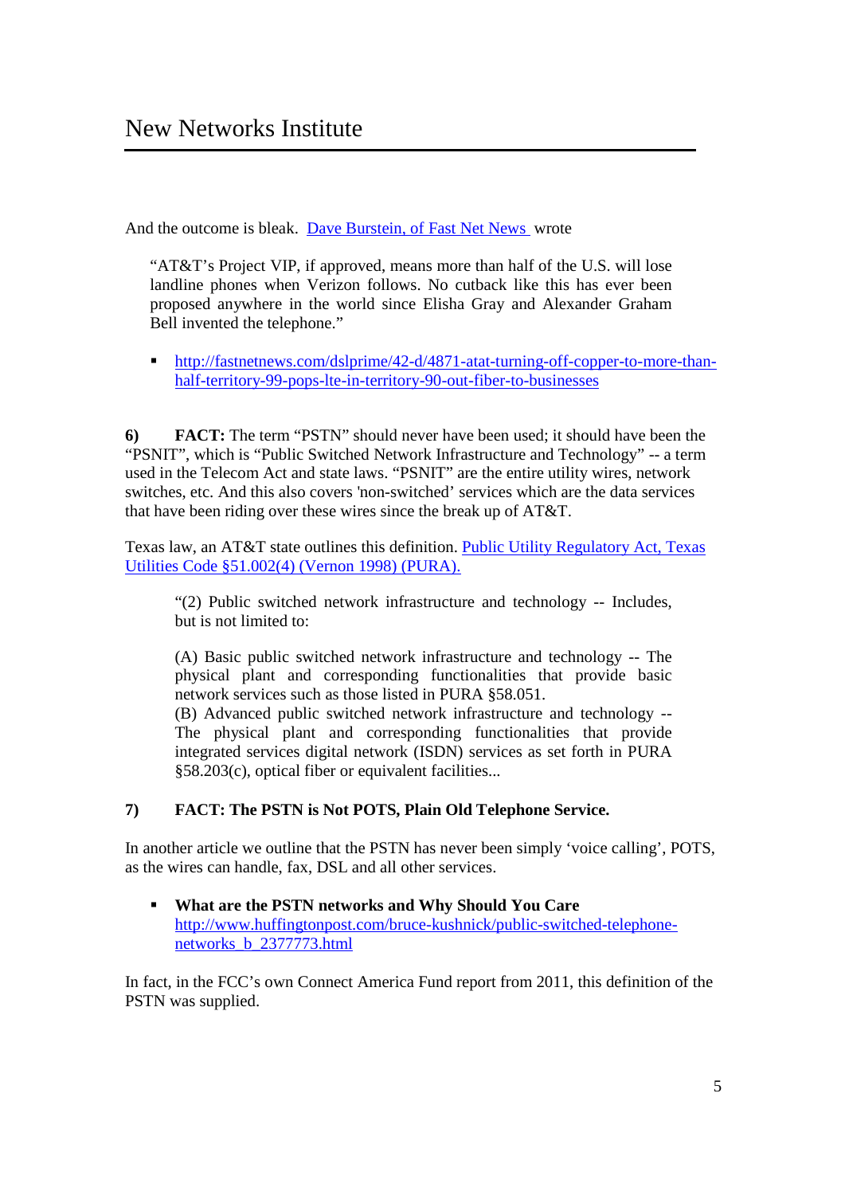And the outcome is bleak. [Dave Burstein, of Fast Net News](http://fastnetnews.com/dslprime/42-d/4871-atat-turning-off-copper-to-more-than-half-territory-99-pops-lte-in-territory-90-out-fiber-to-businesses) wrote

> "AT&T's Project VIP, if approved, means more than half of the U.S. will lose landline phones when Verizon follows. No cutback like this has ever been proposed anywhere in the world since Elisha Gray and Alexander Graham Bell invented the telephone."

- http://fastnetnews.com/dslprime/42-d/4871-atat-turning-off-copper-to-more-than-half-territory-99-pops-lte-in-territory-90-out-fiber-to-businesses

**6) FACT:** The term "PSTN" should never have been used; it should have been the "PSNIT", which is "Public Switched Network Infrastructure and Technology" -- a term used in the Telecom Act and state laws. "PSNIT" are the entire utility wires, network switches, etc. And this also covers 'non-switched' services which are the data services that have been riding over these wires since the break up of AT&T.

Texas law, an AT&T state outlines this definition. Public Utility Regulatory Act, Texas Utilities Code §51.002(4) (Vernon 1998) (PURA).

> "(2) Public switched network infrastructure and technology -- Includes, but is not limited to:
>
> (A) Basic public switched network infrastructure and technology -- The physical plant and corresponding functionalities that provide basic network services such as those listed in PURA §58.051.
> (B) Advanced public switched network infrastructure and technology -- The physical plant and corresponding functionalities that provide integrated services digital network (ISDN) services as set forth in PURA §58.203(c), optical fiber or equivalent facilities...

**7) FACT: The PSTN is Not POTS, Plain Old Telephone Service.**

In another article we outline that the PSTN has never been simply 'voice calling', POTS, as the wires can handle, fax, DSL and all other services.

- **What are the PSTN networks and Why Should You Care**
  http://www.huffingtonpost.com/bruce-kushnick/public-switched-telephone-networks_b_2377773.html

In fact, in the FCC's own Connect America Fund report from 2011, this definition of the PSTN was supplied.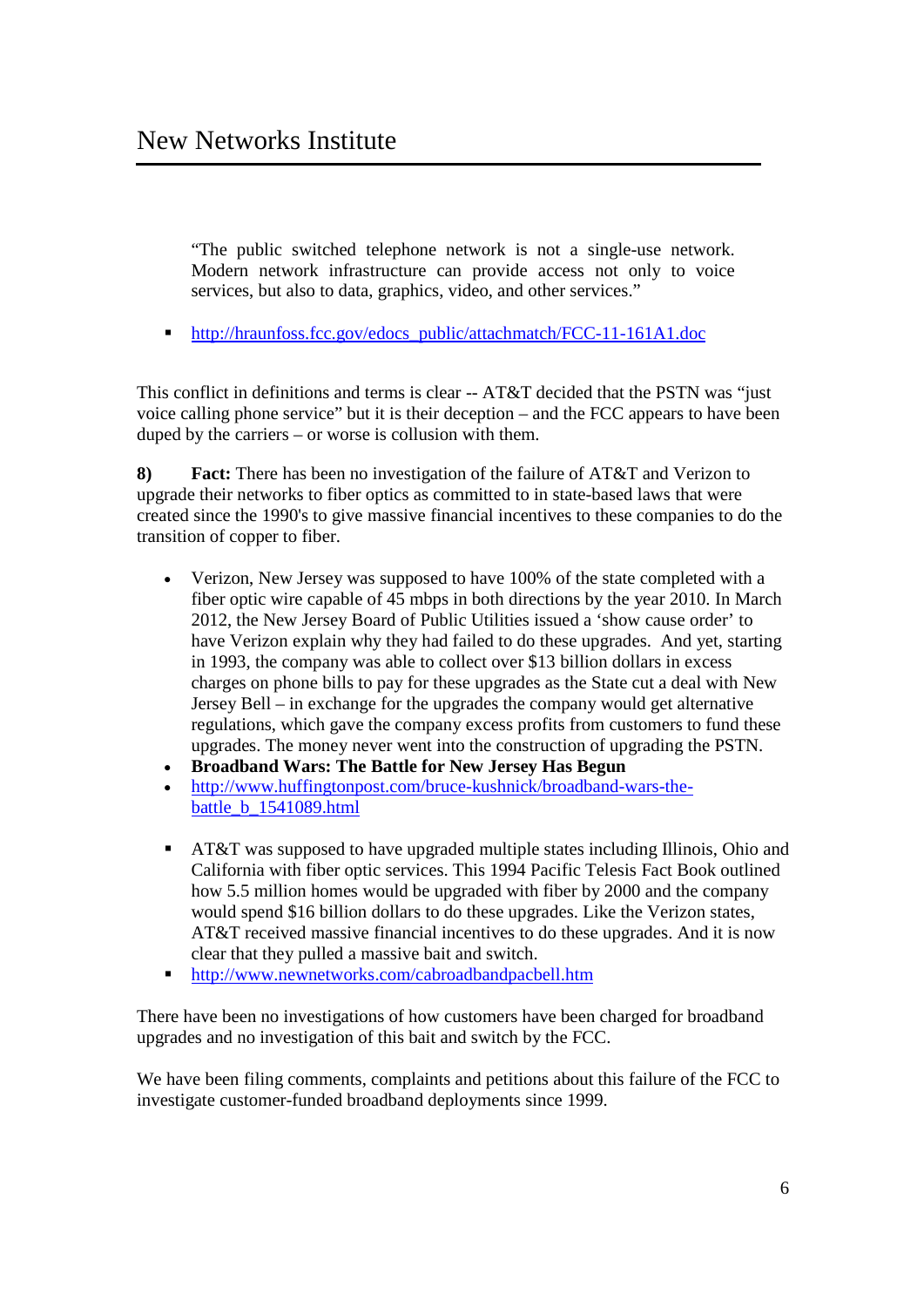> "The public switched telephone network is not a single-use network. Modern network infrastructure can provide access not only to voice services, but also to data, graphics, video, and other services."

- http://hraunfoss.fcc.gov/edocs_public/attachmatch/FCC-11-161A1.doc

This conflict in definitions and terms is clear -- AT&T decided that the PSTN was "just voice calling phone service" but it is their deception – and the FCC appears to have been duped by the carriers – or worse is collusion with them.

**8) Fact:** There has been no investigation of the failure of AT&T and Verizon to upgrade their networks to fiber optics as committed to in state-based laws that were created since the 1990's to give massive financial incentives to these companies to do the transition of copper to fiber.

- Verizon, New Jersey was supposed to have 100% of the state completed with a fiber optic wire capable of 45 mbps in both directions by the year 2010. In March 2012, the New Jersey Board of Public Utilities issued a 'show cause order' to have Verizon explain why they had failed to do these upgrades. And yet, starting in 1993, the company was able to collect over $13 billion dollars in excess charges on phone bills to pay for these upgrades as the State cut a deal with New Jersey Bell – in exchange for the upgrades the company would get alternative regulations, which gave the company excess profits from customers to fund these upgrades. The money never went into the construction of upgrading the PSTN.
- **Broadband Wars: The Battle for New Jersey Has Begun**
- http://www.huffingtonpost.com/bruce-kushnick/broadband-wars-the-battle_b_1541089.html

- AT&T was supposed to have upgraded multiple states including Illinois, Ohio and California with fiber optic services. This 1994 Pacific Telesis Fact Book outlined how 5.5 million homes would be upgraded with fiber by 2000 and the company would spend $16 billion dollars to do these upgrades. Like the Verizon states, AT&T received massive financial incentives to do these upgrades. And it is now clear that they pulled a massive bait and switch.
- http://www.newnetworks.com/cabroadbandpacbell.htm

There have been no investigations of how customers have been charged for broadband upgrades and no investigation of this bait and switch by the FCC.

We have been filing comments, complaints and petitions about this failure of the FCC to investigate customer-funded broadband deployments since 1999.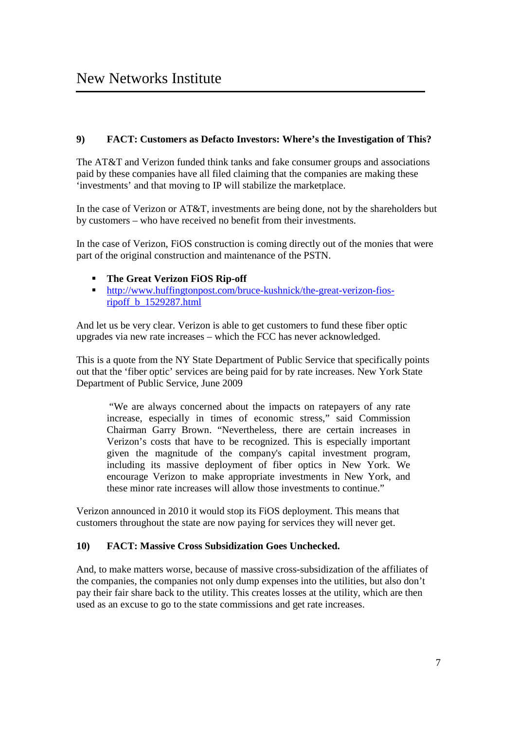### 9) FACT: Customers as Defacto Investors: Where's the Investigation of This?

The AT&T and Verizon funded think tanks and fake consumer groups and associations paid by these companies have all filed claiming that the companies are making these 'investments' and that moving to IP will stabilize the marketplace.

In the case of Verizon or AT&T, investments are being done, not by the shareholders but by customers – who have received no benefit from their investments.

In the case of Verizon, FiOS construction is coming directly out of the monies that were part of the original construction and maintenance of the PSTN.

- **The Great Verizon FiOS Rip-off**
- [http://www.huffingtonpost.com/bruce-kushnick/the-great-verizon-fios-ripoff_b_1529287.html](http://www.huffingtonpost.com/bruce-kushnick/the-great-verizon-fios-ripoff_b_1529287.html)

And let us be very clear. Verizon is able to get customers to fund these fiber optic upgrades via new rate increases – which the FCC has never acknowledged.

This is a quote from the NY State Department of Public Service that specifically points out that the 'fiber optic' services are being paid for by rate increases. New York State Department of Public Service, June 2009

> "We are always concerned about the impacts on ratepayers of any rate increase, especially in times of economic stress," said Commission Chairman Garry Brown. "Nevertheless, there are certain increases in Verizon's costs that have to be recognized. This is especially important given the magnitude of the company's capital investment program, including its massive deployment of fiber optics in New York. We encourage Verizon to make appropriate investments in New York, and these minor rate increases will allow those investments to continue."

Verizon announced in 2010 it would stop its FiOS deployment. This means that customers throughout the state are now paying for services they will never get.

### 10) FACT: Massive Cross Subsidization Goes Unchecked.

And, to make matters worse, because of massive cross-subsidization of the affiliates of the companies, the companies not only dump expenses into the utilities, but also don't pay their fair share back to the utility. This creates losses at the utility, which are then used as an excuse to go to the state commissions and get rate increases.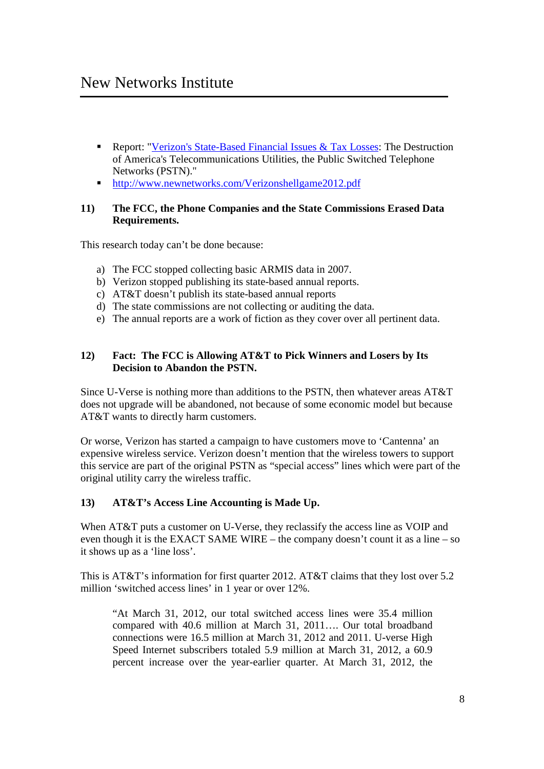- Report: "[Verizon's State-Based Financial Issues & Tax Losses](http://www.newnetworks.com/Verizonshellgame2012.pdf): The Destruction of America's Telecommunications Utilities, the Public Switched Telephone Networks (PSTN)."
- http://www.newnetworks.com/Verizonshellgame2012.pdf

### 11) The FCC, the Phone Companies and the State Commissions Erased Data Requirements.

This research today can't be done because:

a) The FCC stopped collecting basic ARMIS data in 2007.
b) Verizon stopped publishing its state-based annual reports.
c) AT&T doesn't publish its state-based annual reports
d) The state commissions are not collecting or auditing the data.
e) The annual reports are a work of fiction as they cover over all pertinent data.

### 12) Fact: The FCC is Allowing AT&T to Pick Winners and Losers by Its Decision to Abandon the PSTN.

Since U-Verse is nothing more than additions to the PSTN, then whatever areas AT&T does not upgrade will be abandoned, not because of some economic model but because AT&T wants to directly harm customers.

Or worse, Verizon has started a campaign to have customers move to 'Cantenna' an expensive wireless service. Verizon doesn't mention that the wireless towers to support this service are part of the original PSTN as "special access" lines which were part of the original utility carry the wireless traffic.

### 13) AT&T's Access Line Accounting is Made Up.

When AT&T puts a customer on U-Verse, they reclassify the access line as VOIP and even though it is the EXACT SAME WIRE – the company doesn't count it as a line – so it shows up as a 'line loss'.

This is AT&T's information for first quarter 2012. AT&T claims that they lost over 5.2 million 'switched access lines' in 1 year or over 12%.

> "At March 31, 2012, our total switched access lines were 35.4 million compared with 40.6 million at March 31, 2011…. Our total broadband connections were 16.5 million at March 31, 2012 and 2011. U-verse High Speed Internet subscribers totaled 5.9 million at March 31, 2012, a 60.9 percent increase over the year-earlier quarter. At March 31, 2012, the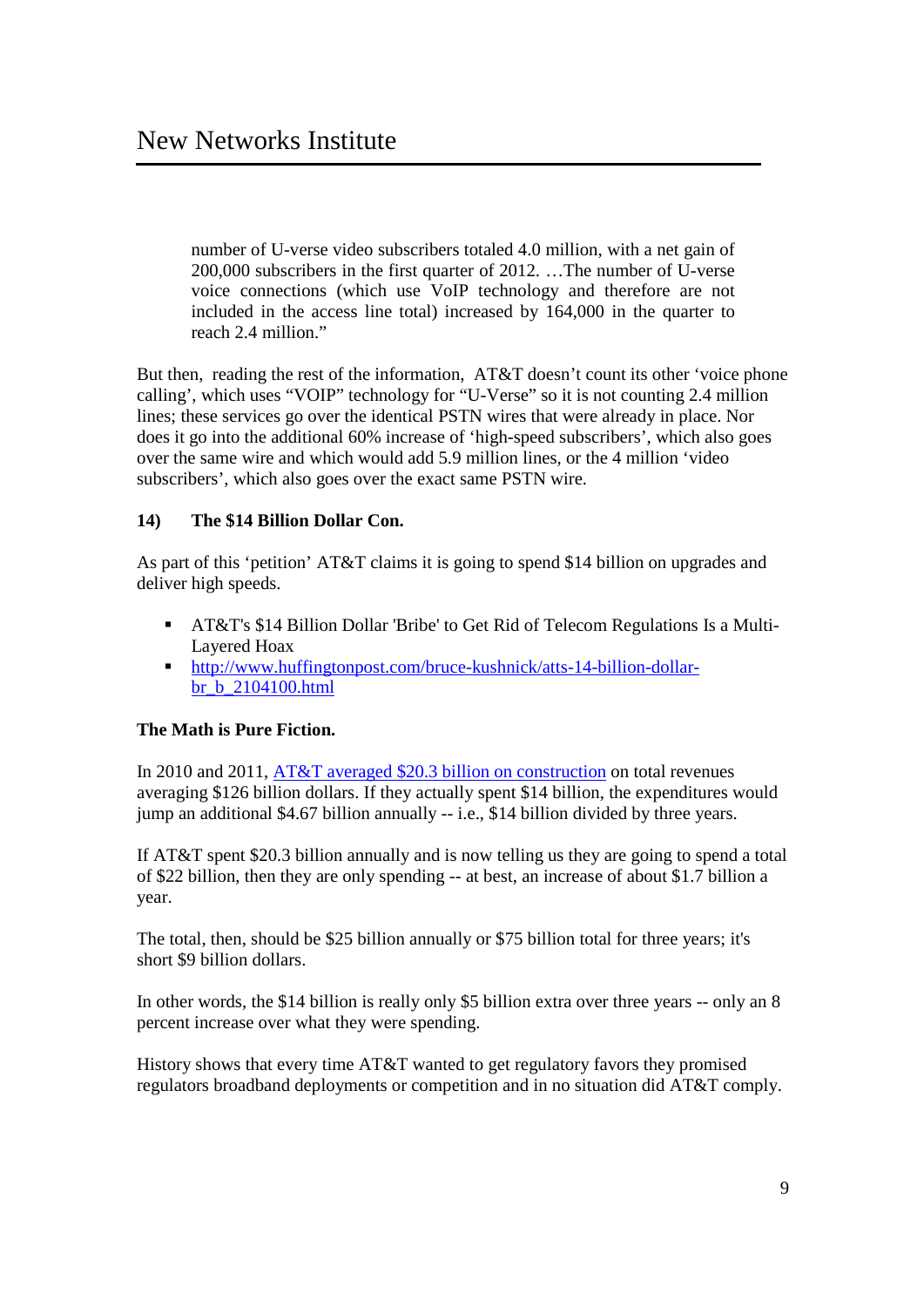> number of U-verse video subscribers totaled 4.0 million, with a net gain of 200,000 subscribers in the first quarter of 2012. …The number of U-verse voice connections (which use VoIP technology and therefore are not included in the access line total) increased by 164,000 in the quarter to reach 2.4 million."

But then, reading the rest of the information, AT&T doesn't count its other 'voice phone calling', which uses "VOIP" technology for "U-Verse" so it is not counting 2.4 million lines; these services go over the identical PSTN wires that were already in place. Nor does it go into the additional 60% increase of 'high-speed subscribers', which also goes over the same wire and which would add 5.9 million lines, or the 4 million 'video subscribers', which also goes over the exact same PSTN wire.

### 14) The $14 Billion Dollar Con.

As part of this 'petition' AT&T claims it is going to spend $14 billion on upgrades and deliver high speeds.

- AT&T's $14 Billion Dollar 'Bribe' to Get Rid of Telecom Regulations Is a Multi-Layered Hoax
- [http://www.huffingtonpost.com/bruce-kushnick/atts-14-billion-dollar-br_b_2104100.html](http://www.huffingtonpost.com/bruce-kushnick/atts-14-billion-dollar-br_b_2104100.html)

**The Math is Pure Fiction.**

In 2010 and 2011, AT&T averaged $20.3 billion on construction on total revenues averaging $126 billion dollars. If they actually spent $14 billion, the expenditures would jump an additional $4.67 billion annually -- i.e., $14 billion divided by three years.

If AT&T spent $20.3 billion annually and is now telling us they are going to spend a total of $22 billion, then they are only spending -- at best, an increase of about $1.7 billion a year.

The total, then, should be $25 billion annually or $75 billion total for three years; it's short $9 billion dollars.

In other words, the $14 billion is really only $5 billion extra over three years -- only an 8 percent increase over what they were spending.

History shows that every time AT&T wanted to get regulatory favors they promised regulators broadband deployments or competition and in no situation did AT&T comply.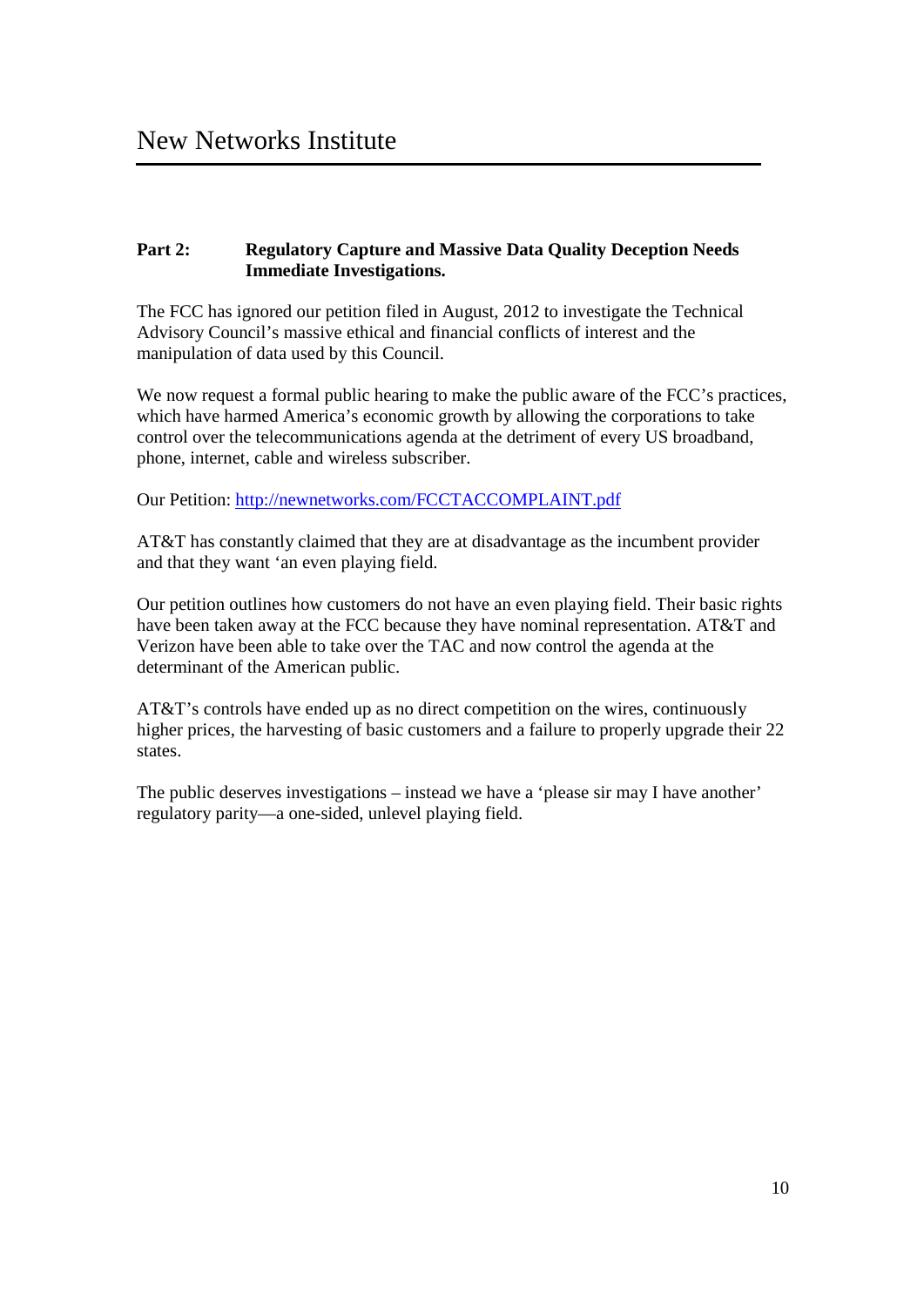**Part 2: Regulatory Capture and Massive Data Quality Deception Needs Immediate Investigations.**

The FCC has ignored our petition filed in August, 2012 to investigate the Technical Advisory Council's massive ethical and financial conflicts of interest and the manipulation of data used by this Council.

We now request a formal public hearing to make the public aware of the FCC's practices, which have harmed America's economic growth by allowing the corporations to take control over the telecommunications agenda at the detriment of every US broadband, phone, internet, cable and wireless subscriber.

Our Petition: [http://newnetworks.com/FCCTACCOMPLAINT.pdf](http://newnetworks.com/FCCTACCOMPLAINT.pdf)

AT&T has constantly claimed that they are at disadvantage as the incumbent provider and that they want 'an even playing field.

Our petition outlines how customers do not have an even playing field. Their basic rights have been taken away at the FCC because they have nominal representation. AT&T and Verizon have been able to take over the TAC and now control the agenda at the determinant of the American public.

AT&T's controls have ended up as no direct competition on the wires, continuously higher prices, the harvesting of basic customers and a failure to properly upgrade their 22 states.

The public deserves investigations – instead we have a 'please sir may I have another' regulatory parity—a one-sided, unlevel playing field.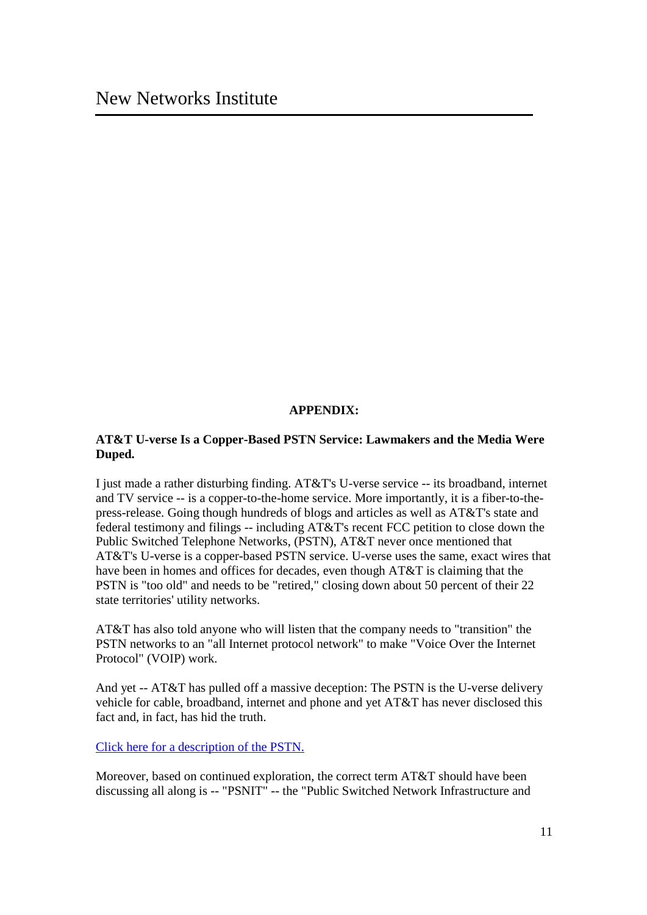**APPENDIX:**

**AT&T U-verse Is a Copper-Based PSTN Service: Lawmakers and the Media Were Duped.**

I just made a rather disturbing finding. AT&T's U-verse service -- its broadband, internet and TV service -- is a copper-to-the-home service. More importantly, it is a fiber-to-the-press-release. Going though hundreds of blogs and articles as well as AT&T's state and federal testimony and filings -- including AT&T's recent FCC petition to close down the Public Switched Telephone Networks, (PSTN), AT&T never once mentioned that AT&T's U-verse is a copper-based PSTN service. U-verse uses the same, exact wires that have been in homes and offices for decades, even though AT&T is claiming that the PSTN is "too old" and needs to be "retired," closing down about 50 percent of their 22 state territories' utility networks.

AT&T has also told anyone who will listen that the company needs to "transition" the PSTN networks to an "all Internet protocol network" to make "Voice Over the Internet Protocol" (VOIP) work.

And yet -- AT&T has pulled off a massive deception: The PSTN is the U-verse delivery vehicle for cable, broadband, internet and phone and yet AT&T has never disclosed this fact and, in fact, has hid the truth.

Click here for a description of the PSTN.

Moreover, based on continued exploration, the correct term AT&T should have been discussing all along is -- "PSNIT" -- the "Public Switched Network Infrastructure and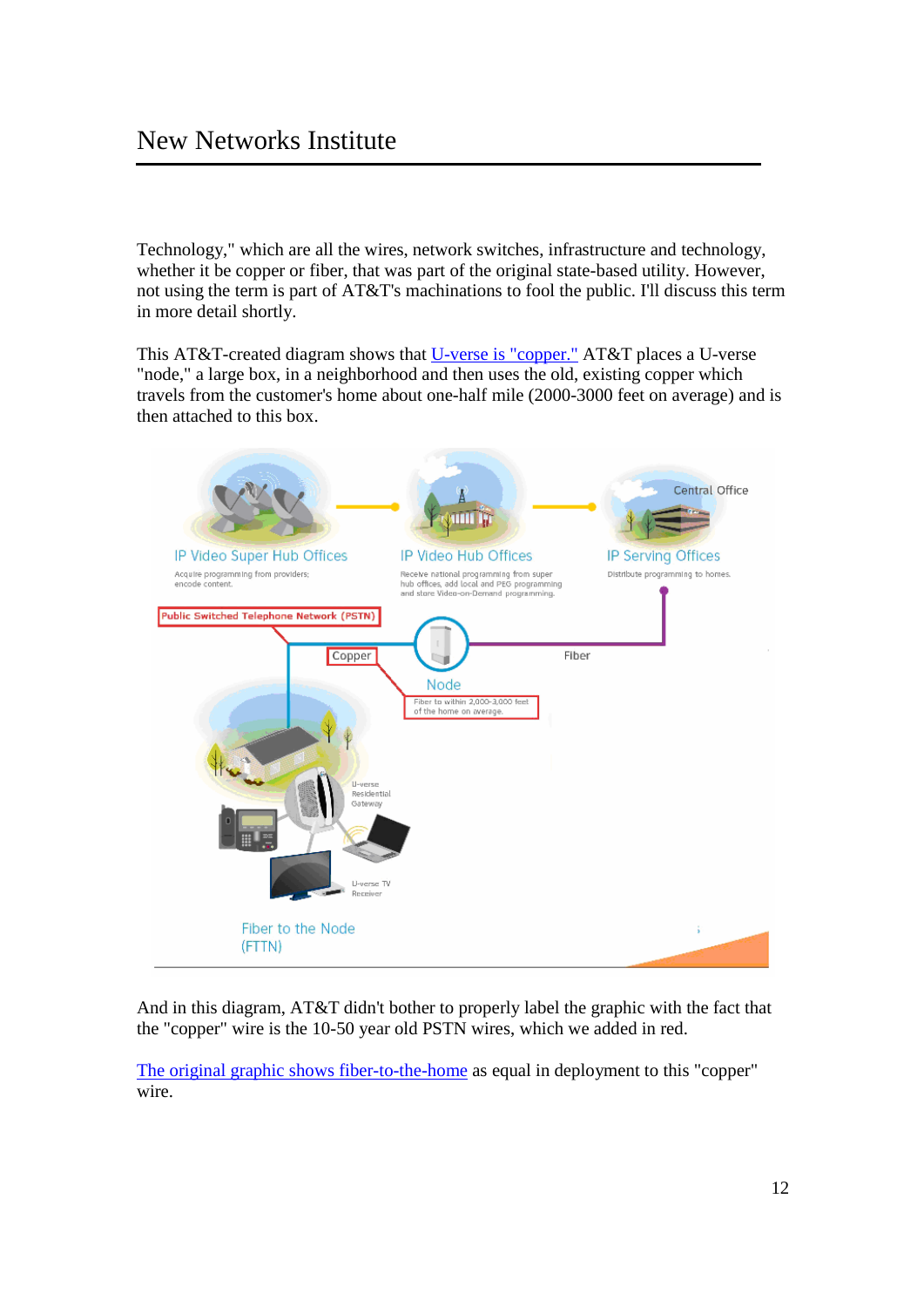Technology," which are all the wires, network switches, infrastructure and technology, whether it be copper or fiber, that was part of the original state-based utility. However, not using the term is part of AT&T's machinations to fool the public. I'll discuss this term in more detail shortly.

This AT&T-created diagram shows that [U-verse is "copper."]() AT&T places a U-verse "node," a large box, in a neighborhood and then uses the old, existing copper which travels from the customer's home about one-half mile (2000-3000 feet on average) and is then attached to this box.

IP Video Super Hub Offices
Acquire programming from providers; encode content.

IP Video Hub Offices
Receive national programming from super hub offices, add local and PEG programming and store Video-on-Demand programming.

Central Office

IP Serving Offices
Distribute programming to homes.

Public Switched Telephone Network (PSTN)

Copper

Fiber

Node
Fiber to within 2,000-3,000 feet of the home on average.

U-verse Residential Gateway

U-verse TV Receiver

Fiber to the Node (FTTN)

And in this diagram, AT&T didn't bother to properly label the graphic with the fact that the "copper" wire is the 10-50 year old PSTN wires, which we added in red.

[The original graphic shows fiber-to-the-home]() as equal in deployment to this "copper" wire.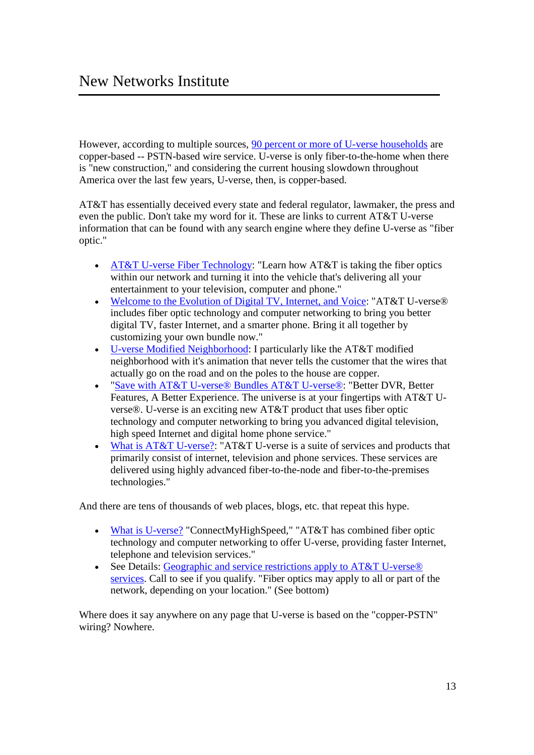However, according to multiple sources, 90 percent or more of U-verse households are copper-based -- PSTN-based wire service. U-verse is only fiber-to-the-home when there is "new construction," and considering the current housing slowdown throughout America over the last few years, U-verse, then, is copper-based.

AT&T has essentially deceived every state and federal regulator, lawmaker, the press and even the public. Don't take my word for it. These are links to current AT&T U-verse information that can be found with any search engine where they define U-verse as "fiber optic."

- AT&T U-verse Fiber Technology: "Learn how AT&T is taking the fiber optics within our network and turning it into the vehicle that's delivering all your entertainment to your television, computer and phone."
- Welcome to the Evolution of Digital TV, Internet, and Voice: "AT&T U-verse® includes fiber optic technology and computer networking to bring you better digital TV, faster Internet, and a smarter phone. Bring it all together by customizing your own bundle now."
- U-verse Modified Neighborhood: I particularly like the AT&T modified neighborhood with it's animation that never tells the customer that the wires that actually go on the road and on the poles to the house are copper.
- "Save with AT&T U-verse® Bundles AT&T U-verse®: "Better DVR, Better Features, A Better Experience. The universe is at your fingertips with AT&T U-verse®. U-verse is an exciting new AT&T product that uses fiber optic technology and computer networking to bring you advanced digital television, high speed Internet and digital home phone service."
- What is AT&T U-verse?: "AT&T U-verse is a suite of services and products that primarily consist of internet, television and phone services. These services are delivered using highly advanced fiber-to-the-node and fiber-to-the-premises technologies."

And there are tens of thousands of web places, blogs, etc. that repeat this hype.

- What is U-verse? "ConnectMyHighSpeed," "AT&T has combined fiber optic technology and computer networking to offer U-verse, providing faster Internet, telephone and television services."
- See Details: Geographic and service restrictions apply to AT&T U-verse® services. Call to see if you qualify. "Fiber optics may apply to all or part of the network, depending on your location." (See bottom)

Where does it say anywhere on any page that U-verse is based on the "copper-PSTN" wiring? Nowhere.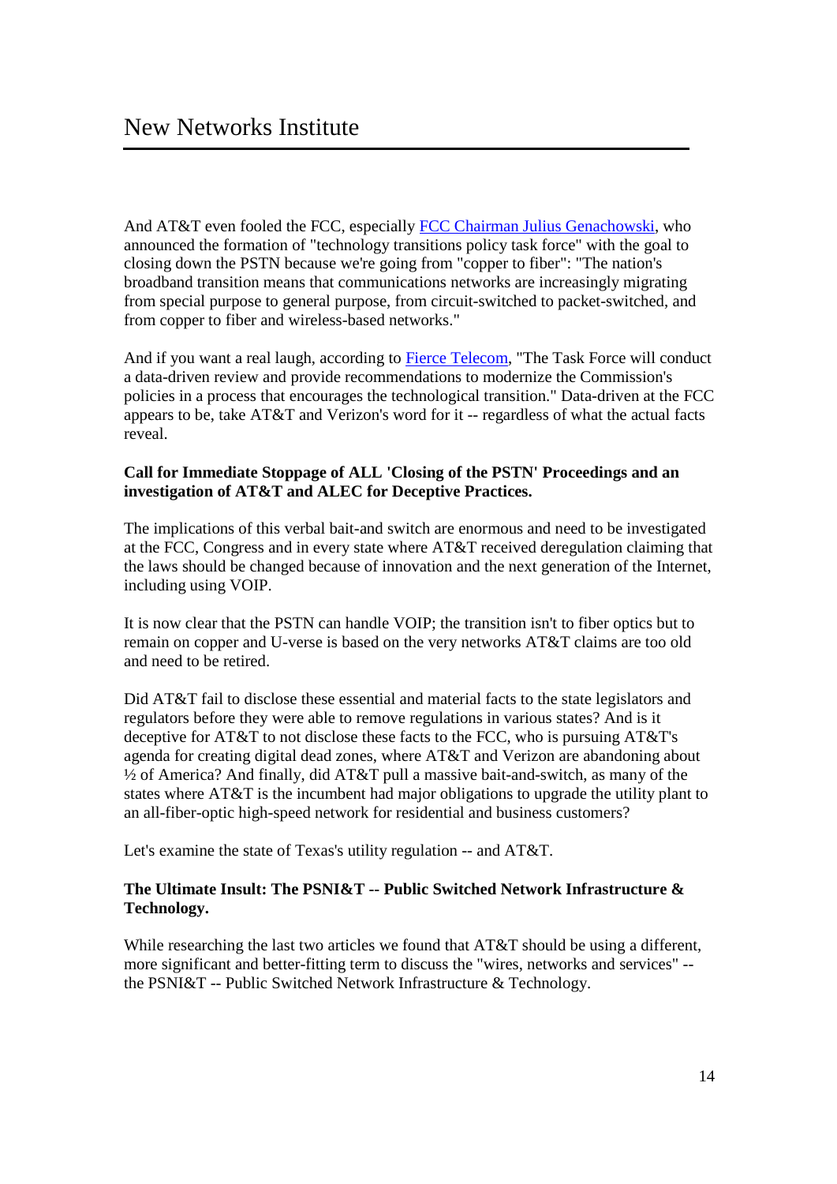And AT&T even fooled the FCC, especially FCC Chairman Julius Genachowski, who announced the formation of "technology transitions policy task force" with the goal to closing down the PSTN because we're going from "copper to fiber": "The nation's broadband transition means that communications networks are increasingly migrating from special purpose to general purpose, from circuit-switched to packet-switched, and from copper to fiber and wireless-based networks."

And if you want a real laugh, according to Fierce Telecom, "The Task Force will conduct a data-driven review and provide recommendations to modernize the Commission's policies in a process that encourages the technological transition." Data-driven at the FCC appears to be, take AT&T and Verizon's word for it -- regardless of what the actual facts reveal.

**Call for Immediate Stoppage of ALL 'Closing of the PSTN' Proceedings and an investigation of AT&T and ALEC for Deceptive Practices.**

The implications of this verbal bait-and switch are enormous and need to be investigated at the FCC, Congress and in every state where AT&T received deregulation claiming that the laws should be changed because of innovation and the next generation of the Internet, including using VOIP.

It is now clear that the PSTN can handle VOIP; the transition isn't to fiber optics but to remain on copper and U-verse is based on the very networks AT&T claims are too old and need to be retired.

Did AT&T fail to disclose these essential and material facts to the state legislators and regulators before they were able to remove regulations in various states? And is it deceptive for AT&T to not disclose these facts to the FCC, who is pursuing AT&T's agenda for creating digital dead zones, where AT&T and Verizon are abandoning about ½ of America? And finally, did AT&T pull a massive bait-and-switch, as many of the states where AT&T is the incumbent had major obligations to upgrade the utility plant to an all-fiber-optic high-speed network for residential and business customers?

Let's examine the state of Texas's utility regulation -- and AT&T.

**The Ultimate Insult: The PSNI&T -- Public Switched Network Infrastructure & Technology.**

While researching the last two articles we found that AT&T should be using a different, more significant and better-fitting term to discuss the "wires, networks and services" -- the PSNI&T -- Public Switched Network Infrastructure & Technology.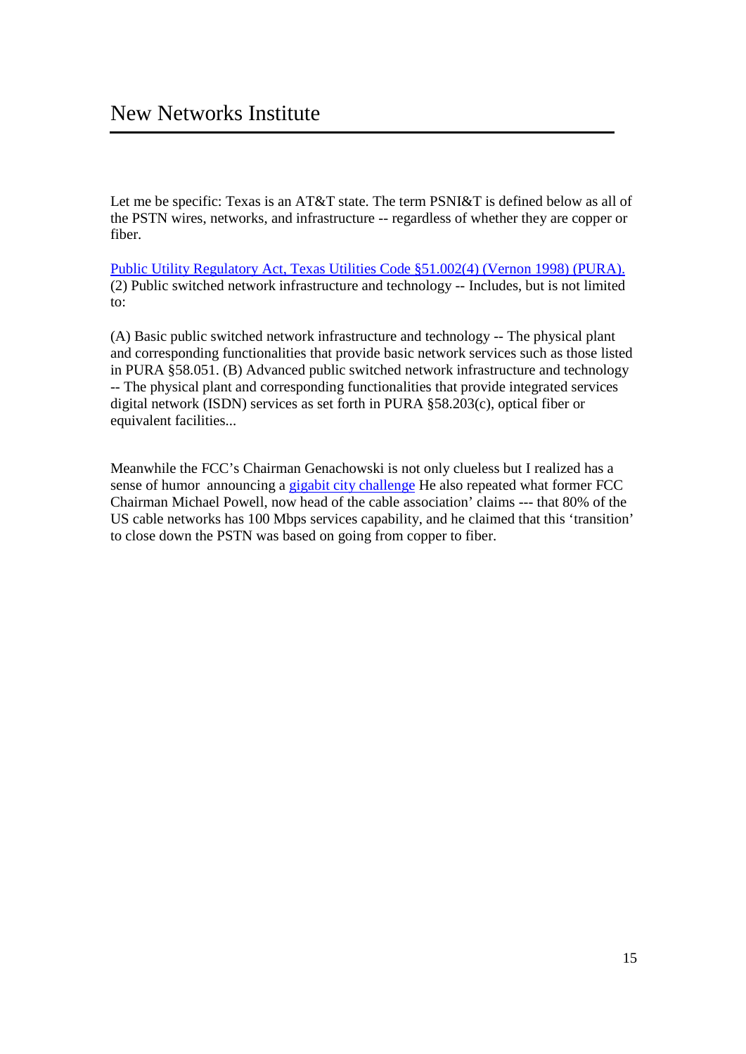Let me be specific: Texas is an AT&T state. The term PSNI&T is defined below as all of the PSTN wires, networks, and infrastructure -- regardless of whether they are copper or fiber.

[Public Utility Regulatory Act, Texas Utilities Code §51.002(4) (Vernon 1998) (PURA).](#)
(2) Public switched network infrastructure and technology -- Includes, but is not limited to:

(A) Basic public switched network infrastructure and technology -- The physical plant and corresponding functionalities that provide basic network services such as those listed in PURA §58.051. (B) Advanced public switched network infrastructure and technology -- The physical plant and corresponding functionalities that provide integrated services digital network (ISDN) services as set forth in PURA §58.203(c), optical fiber or equivalent facilities...

Meanwhile the FCC's Chairman Genachowski is not only clueless but I realized has a sense of humor announcing a [gigabit city challenge](#) He also repeated what former FCC Chairman Michael Powell, now head of the cable association' claims --- that 80% of the US cable networks has 100 Mbps services capability, and he claimed that this 'transition' to close down the PSTN was based on going from copper to fiber.